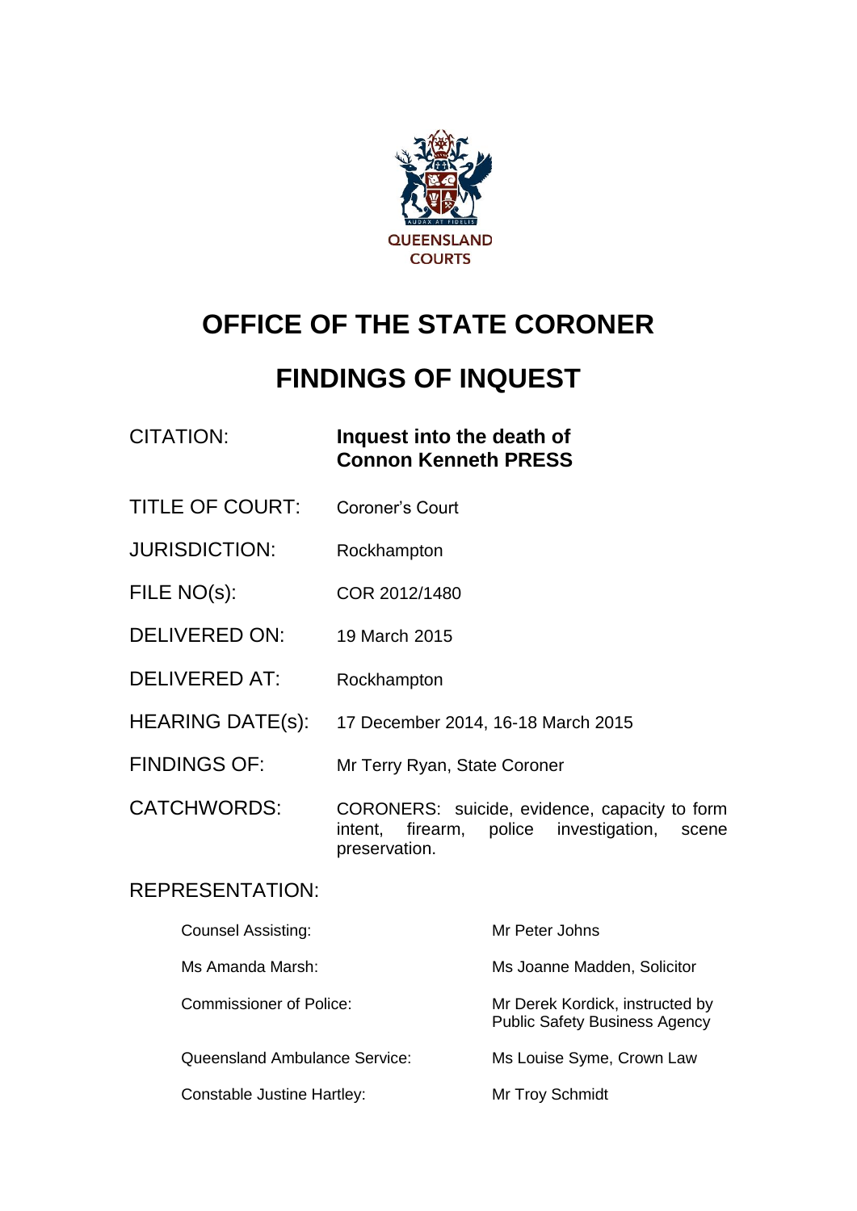QUEENSLAND COURTS

# OFFICE OF THE STATE CORONER

# FINDINGS OF INQUEST

| | |
|---|---|
| CITATION: | **Inquest into the death of Connon Kenneth PRESS** |
| TITLE OF COURT: | Coroner's Court |
| JURISDICTION: | Rockhampton |
| FILE NO(s): | COR 2012/1480 |
| DELIVERED ON: | 19 March 2015 |
| DELIVERED AT: | Rockhampton |
| HEARING DATE(s): | 17 December 2014, 16-18 March 2015 |
| FINDINGS OF: | Mr Terry Ryan, State Coroner |
| CATCHWORDS: | CORONERS: suicide, evidence, capacity to form intent, firearm, police investigation, scene preservation. |

REPRESENTATION:

| | |
|---|---|
| Counsel Assisting: | Mr Peter Johns |
| Ms Amanda Marsh: | Ms Joanne Madden, Solicitor |
| Commissioner of Police: | Mr Derek Kordick, instructed by Public Safety Business Agency |
| Queensland Ambulance Service: | Ms Louise Syme, Crown Law |
| Constable Justine Hartley: | Mr Troy Schmidt |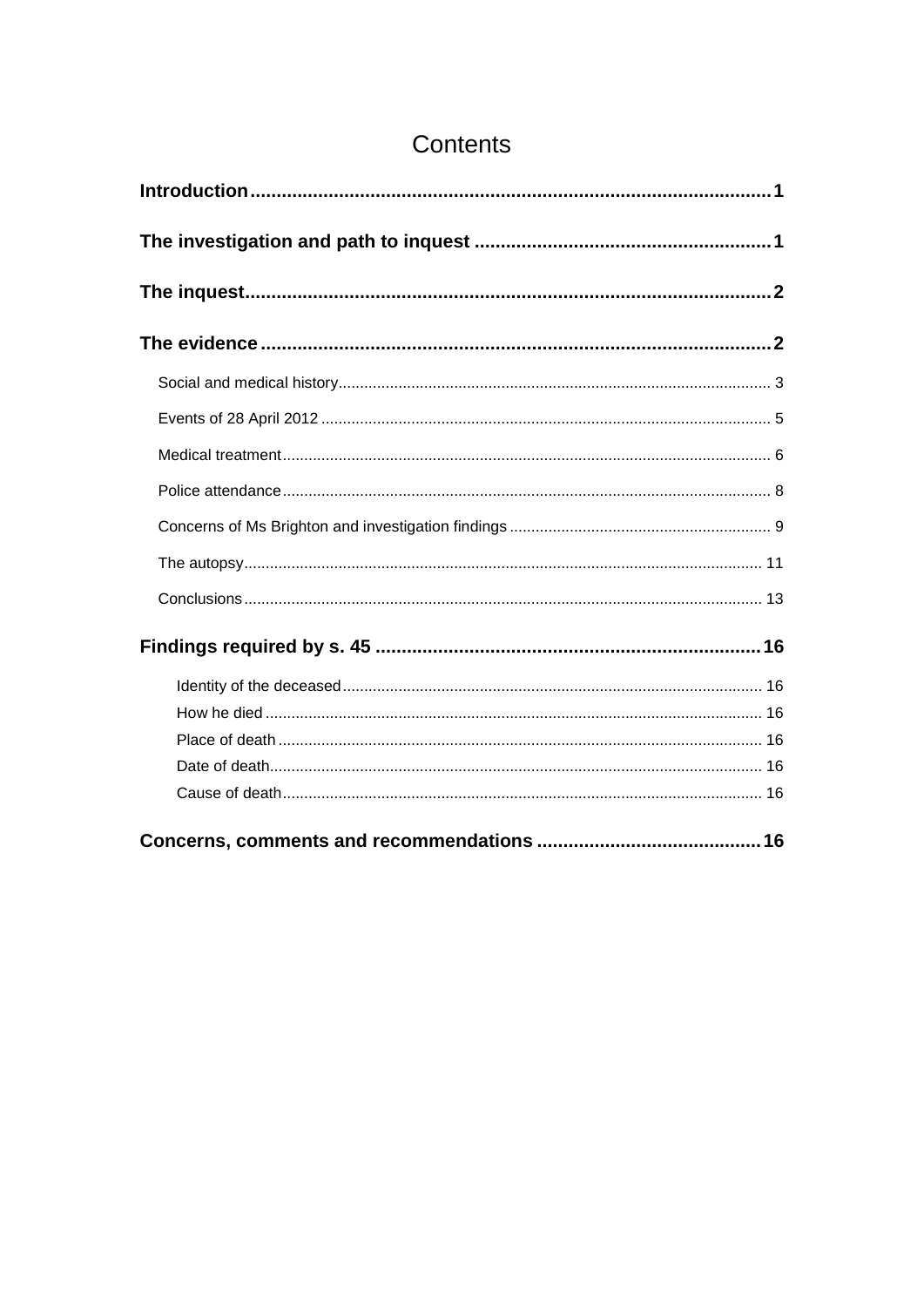# Contents

**Introduction** .... 1

**The investigation and path to inquest** .... 1

**The inquest** .... 2

**The evidence** .... 2

- Social and medical history .... 3
- Events of 28 April 2012 .... 5
- Medical treatment .... 6
- Police attendance .... 8
- Concerns of Ms Brighton and investigation findings .... 9
- The autopsy .... 11
- Conclusions .... 13

**Findings required by s. 45** .... 16

- Identity of the deceased .... 16
- How he died .... 16
- Place of death .... 16
- Date of death .... 16
- Cause of death .... 16

**Concerns, comments and recommendations** .... 16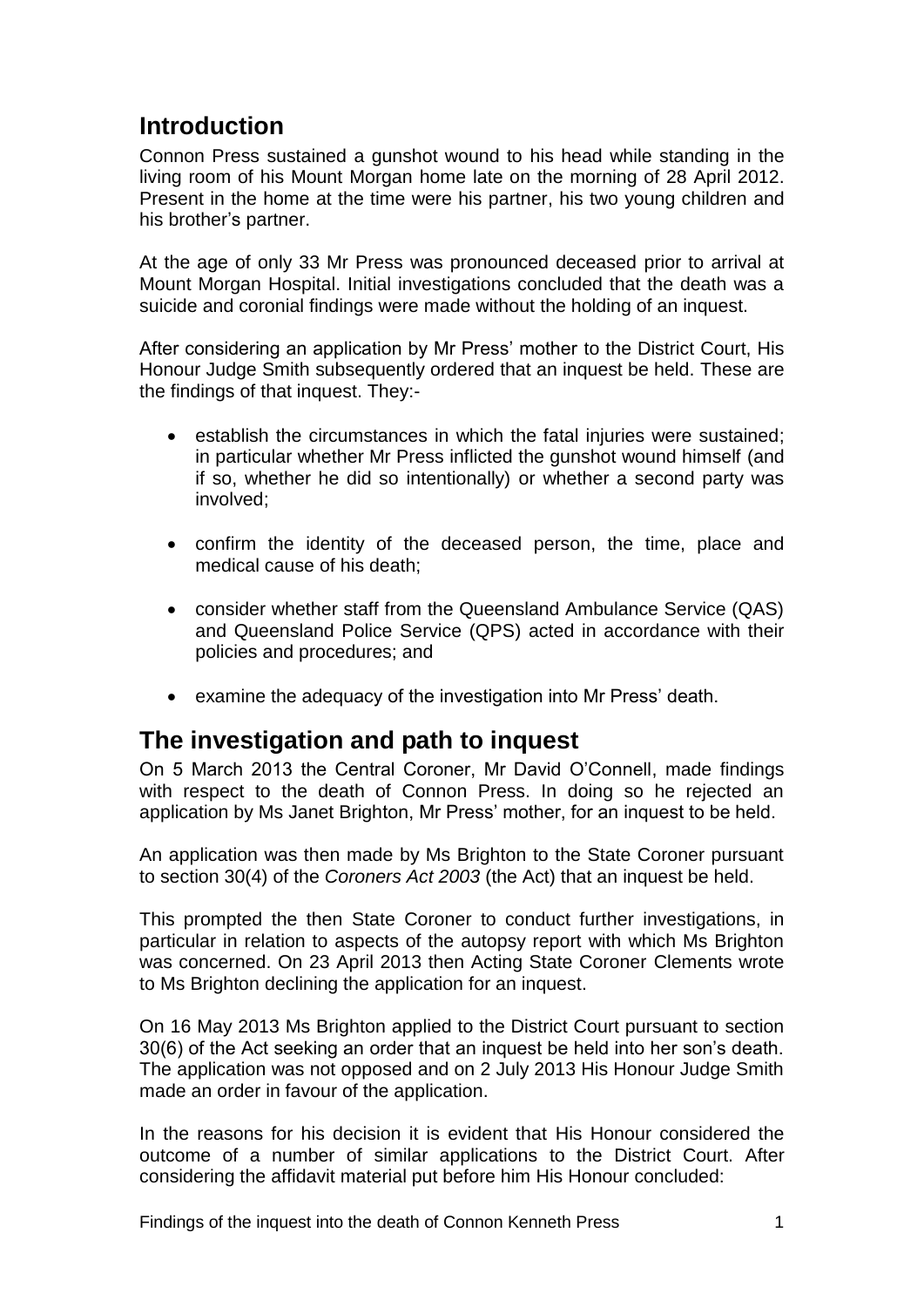## Introduction

Connon Press sustained a gunshot wound to his head while standing in the living room of his Mount Morgan home late on the morning of 28 April 2012. Present in the home at the time were his partner, his two young children and his brother's partner.

At the age of only 33 Mr Press was pronounced deceased prior to arrival at Mount Morgan Hospital. Initial investigations concluded that the death was a suicide and coronial findings were made without the holding of an inquest.

After considering an application by Mr Press' mother to the District Court, His Honour Judge Smith subsequently ordered that an inquest be held. These are the findings of that inquest. They:-

- establish the circumstances in which the fatal injuries were sustained; in particular whether Mr Press inflicted the gunshot wound himself (and if so, whether he did so intentionally) or whether a second party was involved;
- confirm the identity of the deceased person, the time, place and medical cause of his death;
- consider whether staff from the Queensland Ambulance Service (QAS) and Queensland Police Service (QPS) acted in accordance with their policies and procedures; and
- examine the adequacy of the investigation into Mr Press' death.

## The investigation and path to inquest

On 5 March 2013 the Central Coroner, Mr David O'Connell, made findings with respect to the death of Connon Press. In doing so he rejected an application by Ms Janet Brighton, Mr Press' mother, for an inquest to be held.

An application was then made by Ms Brighton to the State Coroner pursuant to section 30(4) of the *Coroners Act 2003* (the Act) that an inquest be held.

This prompted the then State Coroner to conduct further investigations, in particular in relation to aspects of the autopsy report with which Ms Brighton was concerned. On 23 April 2013 then Acting State Coroner Clements wrote to Ms Brighton declining the application for an inquest.

On 16 May 2013 Ms Brighton applied to the District Court pursuant to section 30(6) of the Act seeking an order that an inquest be held into her son's death. The application was not opposed and on 2 July 2013 His Honour Judge Smith made an order in favour of the application.

In the reasons for his decision it is evident that His Honour considered the outcome of a number of similar applications to the District Court. After considering the affidavit material put before him His Honour concluded: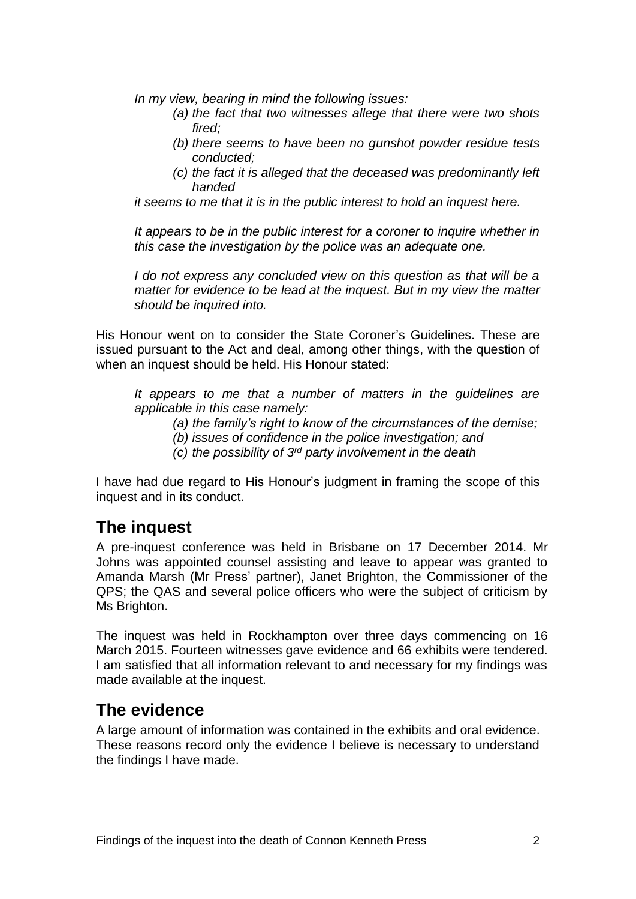*In my view, bearing in mind the following issues:*

> *(a) the fact that two witnesses allege that there were two shots fired;*
>
> *(b) there seems to have been no gunshot powder residue tests conducted;*
>
> *(c) the fact it is alleged that the deceased was predominantly left handed*

*it seems to me that it is in the public interest to hold an inquest here.*

*It appears to be in the public interest for a coroner to inquire whether in this case the investigation by the police was an adequate one.*

*I do not express any concluded view on this question as that will be a matter for evidence to be lead at the inquest. But in my view the matter should be inquired into.*

His Honour went on to consider the State Coroner's Guidelines. These are issued pursuant to the Act and deal, among other things, with the question of when an inquest should be held. His Honour stated:

*It appears to me that a number of matters in the guidelines are applicable in this case namely:*

> *(a) the family's right to know of the circumstances of the demise;*
>
> *(b) issues of confidence in the police investigation; and*
>
> *(c) the possibility of 3rd party involvement in the death*

I have had due regard to His Honour's judgment in framing the scope of this inquest and in its conduct.

## The inquest

A pre-inquest conference was held in Brisbane on 17 December 2014. Mr Johns was appointed counsel assisting and leave to appear was granted to Amanda Marsh (Mr Press' partner), Janet Brighton, the Commissioner of the QPS; the QAS and several police officers who were the subject of criticism by Ms Brighton.

The inquest was held in Rockhampton over three days commencing on 16 March 2015. Fourteen witnesses gave evidence and 66 exhibits were tendered. I am satisfied that all information relevant to and necessary for my findings was made available at the inquest.

## The evidence

A large amount of information was contained in the exhibits and oral evidence. These reasons record only the evidence I believe is necessary to understand the findings I have made.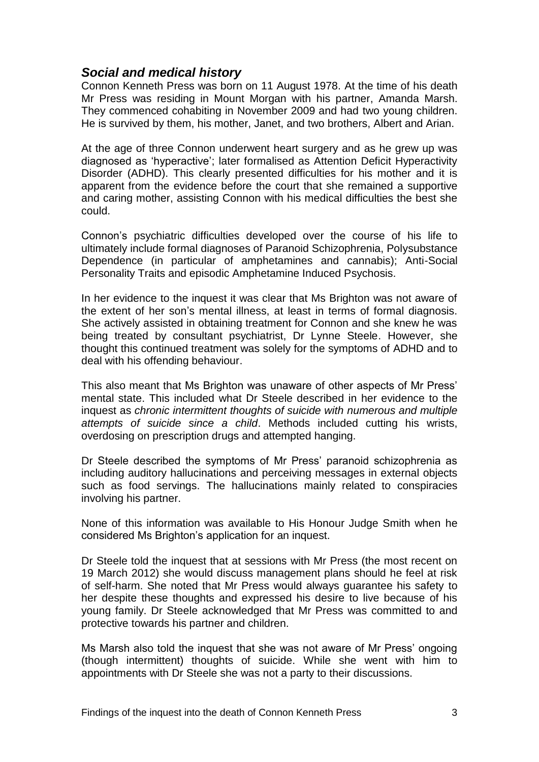### *Social and medical history*

Connon Kenneth Press was born on 11 August 1978. At the time of his death Mr Press was residing in Mount Morgan with his partner, Amanda Marsh. They commenced cohabiting in November 2009 and had two young children. He is survived by them, his mother, Janet, and two brothers, Albert and Arian.

At the age of three Connon underwent heart surgery and as he grew up was diagnosed as 'hyperactive'; later formalised as Attention Deficit Hyperactivity Disorder (ADHD). This clearly presented difficulties for his mother and it is apparent from the evidence before the court that she remained a supportive and caring mother, assisting Connon with his medical difficulties the best she could.

Connon's psychiatric difficulties developed over the course of his life to ultimately include formal diagnoses of Paranoid Schizophrenia, Polysubstance Dependence (in particular of amphetamines and cannabis); Anti-Social Personality Traits and episodic Amphetamine Induced Psychosis.

In her evidence to the inquest it was clear that Ms Brighton was not aware of the extent of her son's mental illness, at least in terms of formal diagnosis. She actively assisted in obtaining treatment for Connon and she knew he was being treated by consultant psychiatrist, Dr Lynne Steele. However, she thought this continued treatment was solely for the symptoms of ADHD and to deal with his offending behaviour.

This also meant that Ms Brighton was unaware of other aspects of Mr Press' mental state. This included what Dr Steele described in her evidence to the inquest as *chronic intermittent thoughts of suicide with numerous and multiple attempts of suicide since a child*. Methods included cutting his wrists, overdosing on prescription drugs and attempted hanging.

Dr Steele described the symptoms of Mr Press' paranoid schizophrenia as including auditory hallucinations and perceiving messages in external objects such as food servings. The hallucinations mainly related to conspiracies involving his partner.

None of this information was available to His Honour Judge Smith when he considered Ms Brighton's application for an inquest.

Dr Steele told the inquest that at sessions with Mr Press (the most recent on 19 March 2012) she would discuss management plans should he feel at risk of self-harm. She noted that Mr Press would always guarantee his safety to her despite these thoughts and expressed his desire to live because of his young family. Dr Steele acknowledged that Mr Press was committed to and protective towards his partner and children.

Ms Marsh also told the inquest that she was not aware of Mr Press' ongoing (though intermittent) thoughts of suicide. While she went with him to appointments with Dr Steele she was not a party to their discussions.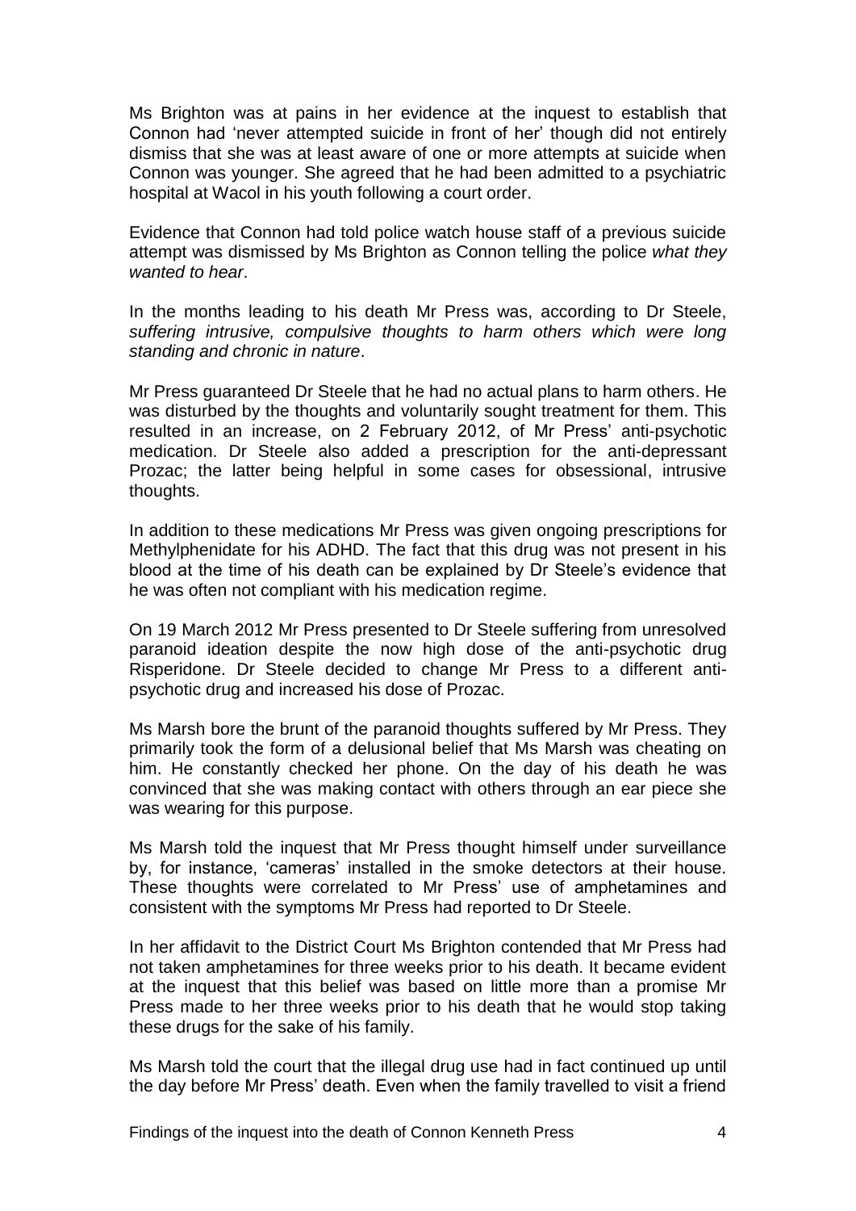Ms Brighton was at pains in her evidence at the inquest to establish that Connon had 'never attempted suicide in front of her' though did not entirely dismiss that she was at least aware of one or more attempts at suicide when Connon was younger. She agreed that he had been admitted to a psychiatric hospital at Wacol in his youth following a court order.

Evidence that Connon had told police watch house staff of a previous suicide attempt was dismissed by Ms Brighton as Connon telling the police *what they wanted to hear*.

In the months leading to his death Mr Press was, according to Dr Steele, *suffering intrusive, compulsive thoughts to harm others which were long standing and chronic in nature*.

Mr Press guaranteed Dr Steele that he had no actual plans to harm others. He was disturbed by the thoughts and voluntarily sought treatment for them. This resulted in an increase, on 2 February 2012, of Mr Press' anti-psychotic medication. Dr Steele also added a prescription for the anti-depressant Prozac; the latter being helpful in some cases for obsessional, intrusive thoughts.

In addition to these medications Mr Press was given ongoing prescriptions for Methylphenidate for his ADHD. The fact that this drug was not present in his blood at the time of his death can be explained by Dr Steele's evidence that he was often not compliant with his medication regime.

On 19 March 2012 Mr Press presented to Dr Steele suffering from unresolved paranoid ideation despite the now high dose of the anti-psychotic drug Risperidone. Dr Steele decided to change Mr Press to a different anti-psychotic drug and increased his dose of Prozac.

Ms Marsh bore the brunt of the paranoid thoughts suffered by Mr Press. They primarily took the form of a delusional belief that Ms Marsh was cheating on him. He constantly checked her phone. On the day of his death he was convinced that she was making contact with others through an ear piece she was wearing for this purpose.

Ms Marsh told the inquest that Mr Press thought himself under surveillance by, for instance, 'cameras' installed in the smoke detectors at their house. These thoughts were correlated to Mr Press' use of amphetamines and consistent with the symptoms Mr Press had reported to Dr Steele.

In her affidavit to the District Court Ms Brighton contended that Mr Press had not taken amphetamines for three weeks prior to his death. It became evident at the inquest that this belief was based on little more than a promise Mr Press made to her three weeks prior to his death that he would stop taking these drugs for the sake of his family.

Ms Marsh told the court that the illegal drug use had in fact continued up until the day before Mr Press' death. Even when the family travelled to visit a friend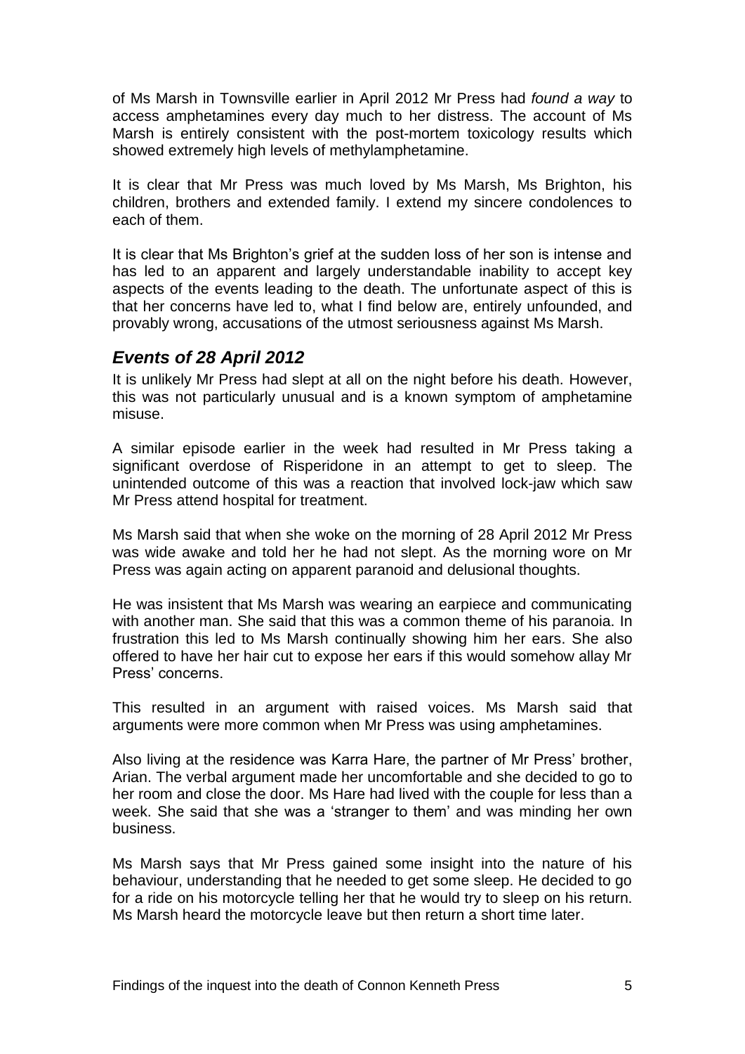of Ms Marsh in Townsville earlier in April 2012 Mr Press had *found a way* to access amphetamines every day much to her distress. The account of Ms Marsh is entirely consistent with the post-mortem toxicology results which showed extremely high levels of methylamphetamine.

It is clear that Mr Press was much loved by Ms Marsh, Ms Brighton, his children, brothers and extended family. I extend my sincere condolences to each of them.

It is clear that Ms Brighton's grief at the sudden loss of her son is intense and has led to an apparent and largely understandable inability to accept key aspects of the events leading to the death. The unfortunate aspect of this is that her concerns have led to, what I find below are, entirely unfounded, and provably wrong, accusations of the utmost seriousness against Ms Marsh.

## *Events of 28 April 2012*

It is unlikely Mr Press had slept at all on the night before his death. However, this was not particularly unusual and is a known symptom of amphetamine misuse.

A similar episode earlier in the week had resulted in Mr Press taking a significant overdose of Risperidone in an attempt to get to sleep. The unintended outcome of this was a reaction that involved lock-jaw which saw Mr Press attend hospital for treatment.

Ms Marsh said that when she woke on the morning of 28 April 2012 Mr Press was wide awake and told her he had not slept. As the morning wore on Mr Press was again acting on apparent paranoid and delusional thoughts.

He was insistent that Ms Marsh was wearing an earpiece and communicating with another man. She said that this was a common theme of his paranoia. In frustration this led to Ms Marsh continually showing him her ears. She also offered to have her hair cut to expose her ears if this would somehow allay Mr Press' concerns.

This resulted in an argument with raised voices. Ms Marsh said that arguments were more common when Mr Press was using amphetamines.

Also living at the residence was Karra Hare, the partner of Mr Press' brother, Arian. The verbal argument made her uncomfortable and she decided to go to her room and close the door. Ms Hare had lived with the couple for less than a week. She said that she was a 'stranger to them' and was minding her own business.

Ms Marsh says that Mr Press gained some insight into the nature of his behaviour, understanding that he needed to get some sleep. He decided to go for a ride on his motorcycle telling her that he would try to sleep on his return. Ms Marsh heard the motorcycle leave but then return a short time later.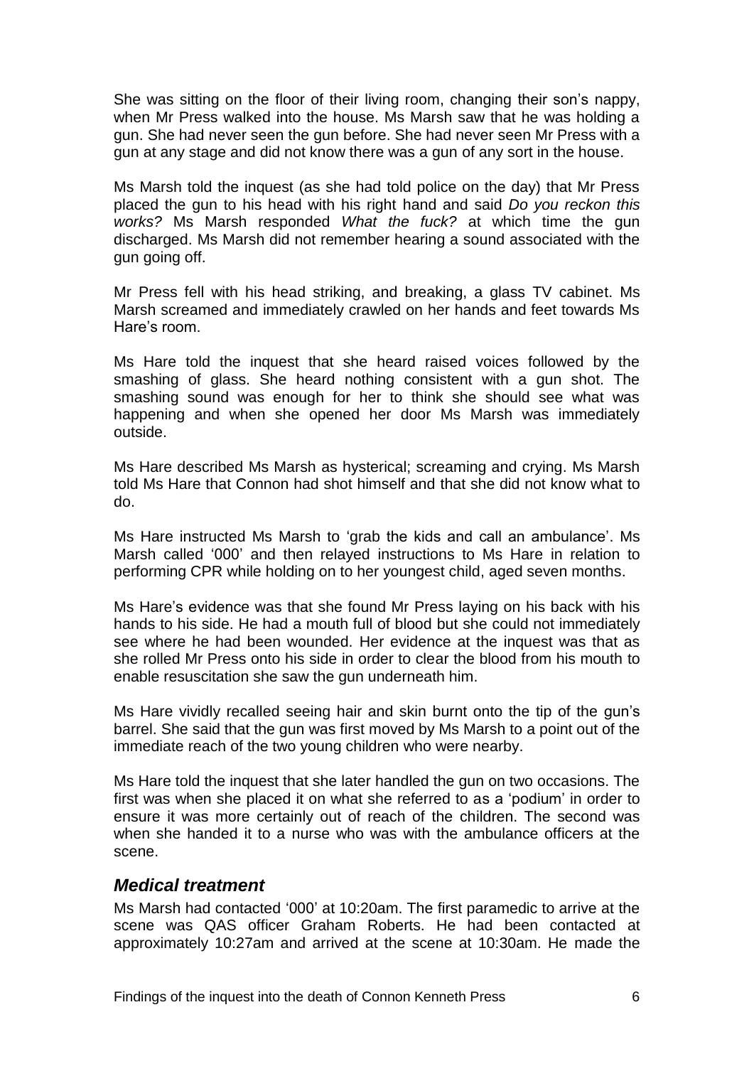She was sitting on the floor of their living room, changing their son's nappy, when Mr Press walked into the house. Ms Marsh saw that he was holding a gun. She had never seen the gun before. She had never seen Mr Press with a gun at any stage and did not know there was a gun of any sort in the house.

Ms Marsh told the inquest (as she had told police on the day) that Mr Press placed the gun to his head with his right hand and said *Do you reckon this works?* Ms Marsh responded *What the fuck?* at which time the gun discharged. Ms Marsh did not remember hearing a sound associated with the gun going off.

Mr Press fell with his head striking, and breaking, a glass TV cabinet. Ms Marsh screamed and immediately crawled on her hands and feet towards Ms Hare's room.

Ms Hare told the inquest that she heard raised voices followed by the smashing of glass. She heard nothing consistent with a gun shot. The smashing sound was enough for her to think she should see what was happening and when she opened her door Ms Marsh was immediately outside.

Ms Hare described Ms Marsh as hysterical; screaming and crying. Ms Marsh told Ms Hare that Connon had shot himself and that she did not know what to do.

Ms Hare instructed Ms Marsh to 'grab the kids and call an ambulance'. Ms Marsh called '000' and then relayed instructions to Ms Hare in relation to performing CPR while holding on to her youngest child, aged seven months.

Ms Hare's evidence was that she found Mr Press laying on his back with his hands to his side. He had a mouth full of blood but she could not immediately see where he had been wounded. Her evidence at the inquest was that as she rolled Mr Press onto his side in order to clear the blood from his mouth to enable resuscitation she saw the gun underneath him.

Ms Hare vividly recalled seeing hair and skin burnt onto the tip of the gun's barrel. She said that the gun was first moved by Ms Marsh to a point out of the immediate reach of the two young children who were nearby.

Ms Hare told the inquest that she later handled the gun on two occasions. The first was when she placed it on what she referred to as a 'podium' in order to ensure it was more certainly out of reach of the children. The second was when she handed it to a nurse who was with the ambulance officers at the scene.

### *Medical treatment*

Ms Marsh had contacted '000' at 10:20am. The first paramedic to arrive at the scene was QAS officer Graham Roberts. He had been contacted at approximately 10:27am and arrived at the scene at 10:30am. He made the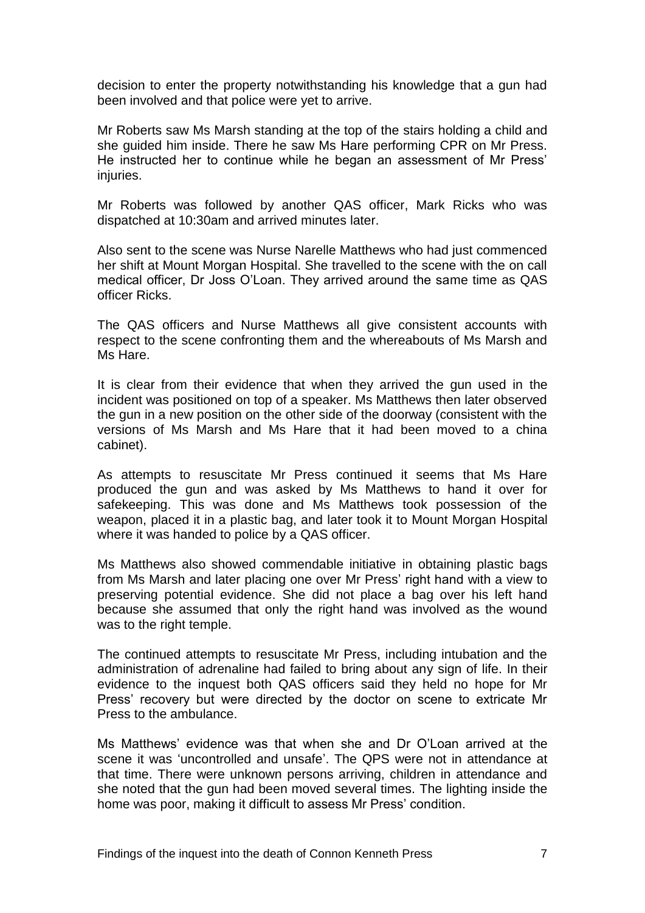decision to enter the property notwithstanding his knowledge that a gun had been involved and that police were yet to arrive.

Mr Roberts saw Ms Marsh standing at the top of the stairs holding a child and she guided him inside. There he saw Ms Hare performing CPR on Mr Press. He instructed her to continue while he began an assessment of Mr Press' injuries.

Mr Roberts was followed by another QAS officer, Mark Ricks who was dispatched at 10:30am and arrived minutes later.

Also sent to the scene was Nurse Narelle Matthews who had just commenced her shift at Mount Morgan Hospital. She travelled to the scene with the on call medical officer, Dr Joss O'Loan. They arrived around the same time as QAS officer Ricks.

The QAS officers and Nurse Matthews all give consistent accounts with respect to the scene confronting them and the whereabouts of Ms Marsh and Ms Hare.

It is clear from their evidence that when they arrived the gun used in the incident was positioned on top of a speaker. Ms Matthews then later observed the gun in a new position on the other side of the doorway (consistent with the versions of Ms Marsh and Ms Hare that it had been moved to a china cabinet).

As attempts to resuscitate Mr Press continued it seems that Ms Hare produced the gun and was asked by Ms Matthews to hand it over for safekeeping. This was done and Ms Matthews took possession of the weapon, placed it in a plastic bag, and later took it to Mount Morgan Hospital where it was handed to police by a QAS officer.

Ms Matthews also showed commendable initiative in obtaining plastic bags from Ms Marsh and later placing one over Mr Press' right hand with a view to preserving potential evidence. She did not place a bag over his left hand because she assumed that only the right hand was involved as the wound was to the right temple.

The continued attempts to resuscitate Mr Press, including intubation and the administration of adrenaline had failed to bring about any sign of life. In their evidence to the inquest both QAS officers said they held no hope for Mr Press' recovery but were directed by the doctor on scene to extricate Mr Press to the ambulance.

Ms Matthews' evidence was that when she and Dr O'Loan arrived at the scene it was 'uncontrolled and unsafe'. The QPS were not in attendance at that time. There were unknown persons arriving, children in attendance and she noted that the gun had been moved several times. The lighting inside the home was poor, making it difficult to assess Mr Press' condition.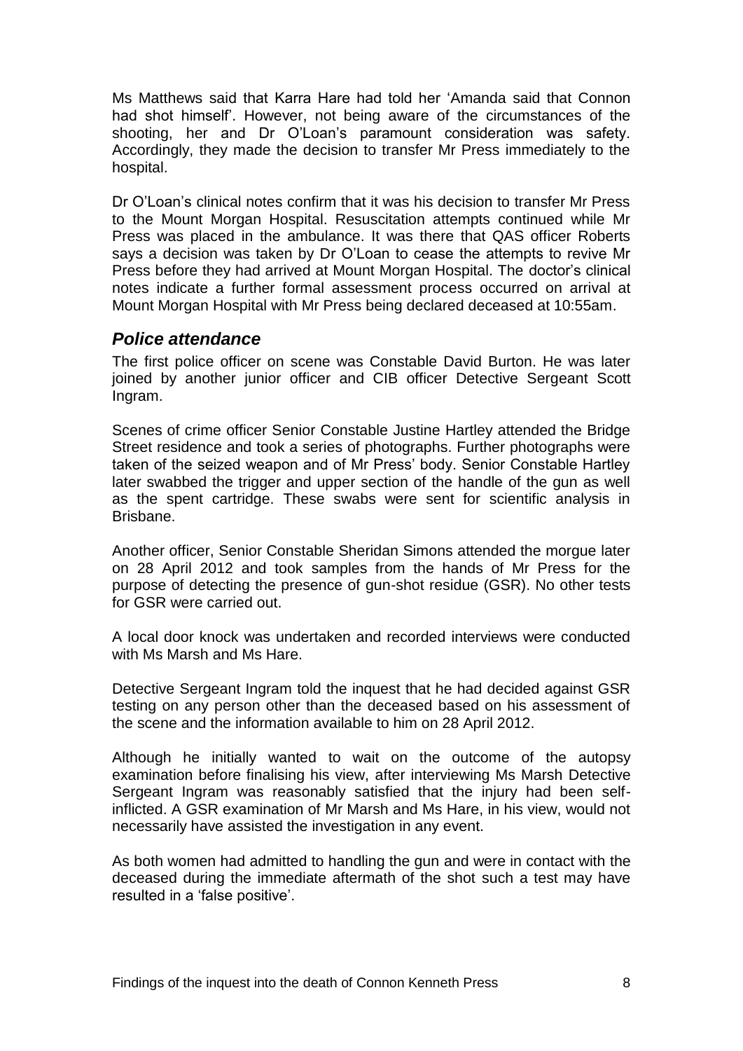Ms Matthews said that Karra Hare had told her 'Amanda said that Connon had shot himself'. However, not being aware of the circumstances of the shooting, her and Dr O'Loan's paramount consideration was safety. Accordingly, they made the decision to transfer Mr Press immediately to the hospital.

Dr O'Loan's clinical notes confirm that it was his decision to transfer Mr Press to the Mount Morgan Hospital. Resuscitation attempts continued while Mr Press was placed in the ambulance. It was there that QAS officer Roberts says a decision was taken by Dr O'Loan to cease the attempts to revive Mr Press before they had arrived at Mount Morgan Hospital. The doctor's clinical notes indicate a further formal assessment process occurred on arrival at Mount Morgan Hospital with Mr Press being declared deceased at 10:55am.

## *Police attendance*

The first police officer on scene was Constable David Burton. He was later joined by another junior officer and CIB officer Detective Sergeant Scott Ingram.

Scenes of crime officer Senior Constable Justine Hartley attended the Bridge Street residence and took a series of photographs. Further photographs were taken of the seized weapon and of Mr Press' body. Senior Constable Hartley later swabbed the trigger and upper section of the handle of the gun as well as the spent cartridge. These swabs were sent for scientific analysis in Brisbane.

Another officer, Senior Constable Sheridan Simons attended the morgue later on 28 April 2012 and took samples from the hands of Mr Press for the purpose of detecting the presence of gun-shot residue (GSR). No other tests for GSR were carried out.

A local door knock was undertaken and recorded interviews were conducted with Ms Marsh and Ms Hare.

Detective Sergeant Ingram told the inquest that he had decided against GSR testing on any person other than the deceased based on his assessment of the scene and the information available to him on 28 April 2012.

Although he initially wanted to wait on the outcome of the autopsy examination before finalising his view, after interviewing Ms Marsh Detective Sergeant Ingram was reasonably satisfied that the injury had been self-inflicted. A GSR examination of Mr Marsh and Ms Hare, in his view, would not necessarily have assisted the investigation in any event.

As both women had admitted to handling the gun and were in contact with the deceased during the immediate aftermath of the shot such a test may have resulted in a 'false positive'.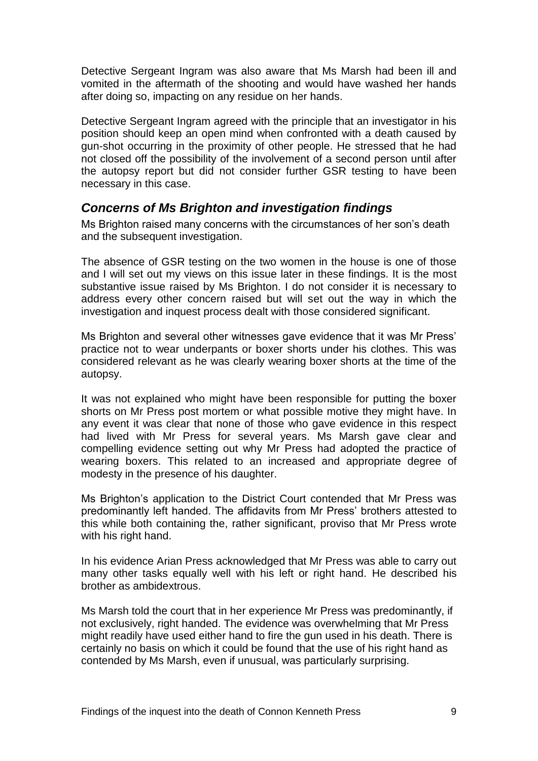Detective Sergeant Ingram was also aware that Ms Marsh had been ill and vomited in the aftermath of the shooting and would have washed her hands after doing so, impacting on any residue on her hands.

Detective Sergeant Ingram agreed with the principle that an investigator in his position should keep an open mind when confronted with a death caused by gun-shot occurring in the proximity of other people. He stressed that he had not closed off the possibility of the involvement of a second person until after the autopsy report but did not consider further GSR testing to have been necessary in this case.

## *Concerns of Ms Brighton and investigation findings*

Ms Brighton raised many concerns with the circumstances of her son's death and the subsequent investigation.

The absence of GSR testing on the two women in the house is one of those and I will set out my views on this issue later in these findings. It is the most substantive issue raised by Ms Brighton. I do not consider it is necessary to address every other concern raised but will set out the way in which the investigation and inquest process dealt with those considered significant.

Ms Brighton and several other witnesses gave evidence that it was Mr Press' practice not to wear underpants or boxer shorts under his clothes. This was considered relevant as he was clearly wearing boxer shorts at the time of the autopsy.

It was not explained who might have been responsible for putting the boxer shorts on Mr Press post mortem or what possible motive they might have. In any event it was clear that none of those who gave evidence in this respect had lived with Mr Press for several years. Ms Marsh gave clear and compelling evidence setting out why Mr Press had adopted the practice of wearing boxers. This related to an increased and appropriate degree of modesty in the presence of his daughter.

Ms Brighton's application to the District Court contended that Mr Press was predominantly left handed. The affidavits from Mr Press' brothers attested to this while both containing the, rather significant, proviso that Mr Press wrote with his right hand.

In his evidence Arian Press acknowledged that Mr Press was able to carry out many other tasks equally well with his left or right hand. He described his brother as ambidextrous.

Ms Marsh told the court that in her experience Mr Press was predominantly, if not exclusively, right handed. The evidence was overwhelming that Mr Press might readily have used either hand to fire the gun used in his death. There is certainly no basis on which it could be found that the use of his right hand as contended by Ms Marsh, even if unusual, was particularly surprising.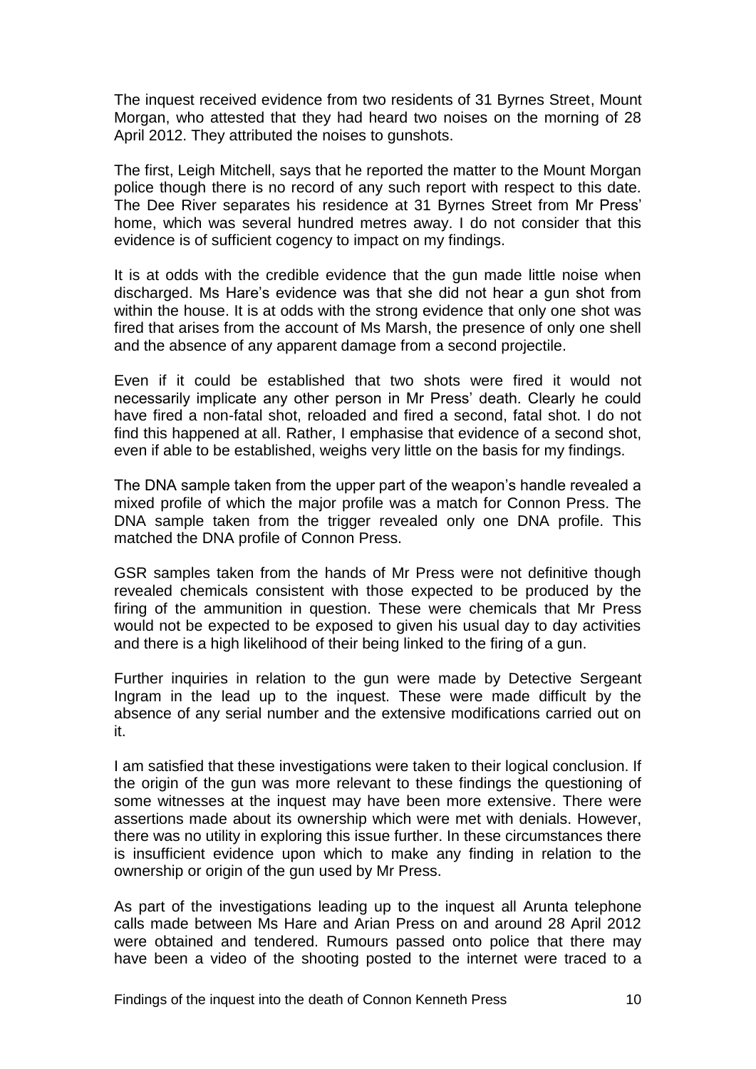The inquest received evidence from two residents of 31 Byrnes Street, Mount Morgan, who attested that they had heard two noises on the morning of 28 April 2012. They attributed the noises to gunshots.

The first, Leigh Mitchell, says that he reported the matter to the Mount Morgan police though there is no record of any such report with respect to this date. The Dee River separates his residence at 31 Byrnes Street from Mr Press' home, which was several hundred metres away. I do not consider that this evidence is of sufficient cogency to impact on my findings.

It is at odds with the credible evidence that the gun made little noise when discharged. Ms Hare's evidence was that she did not hear a gun shot from within the house. It is at odds with the strong evidence that only one shot was fired that arises from the account of Ms Marsh, the presence of only one shell and the absence of any apparent damage from a second projectile.

Even if it could be established that two shots were fired it would not necessarily implicate any other person in Mr Press' death. Clearly he could have fired a non-fatal shot, reloaded and fired a second, fatal shot. I do not find this happened at all. Rather, I emphasise that evidence of a second shot, even if able to be established, weighs very little on the basis for my findings.

The DNA sample taken from the upper part of the weapon's handle revealed a mixed profile of which the major profile was a match for Connon Press. The DNA sample taken from the trigger revealed only one DNA profile. This matched the DNA profile of Connon Press.

GSR samples taken from the hands of Mr Press were not definitive though revealed chemicals consistent with those expected to be produced by the firing of the ammunition in question. These were chemicals that Mr Press would not be expected to be exposed to given his usual day to day activities and there is a high likelihood of their being linked to the firing of a gun.

Further inquiries in relation to the gun were made by Detective Sergeant Ingram in the lead up to the inquest. These were made difficult by the absence of any serial number and the extensive modifications carried out on it.

I am satisfied that these investigations were taken to their logical conclusion. If the origin of the gun was more relevant to these findings the questioning of some witnesses at the inquest may have been more extensive. There were assertions made about its ownership which were met with denials. However, there was no utility in exploring this issue further. In these circumstances there is insufficient evidence upon which to make any finding in relation to the ownership or origin of the gun used by Mr Press.

As part of the investigations leading up to the inquest all Arunta telephone calls made between Ms Hare and Arian Press on and around 28 April 2012 were obtained and tendered. Rumours passed onto police that there may have been a video of the shooting posted to the internet were traced to a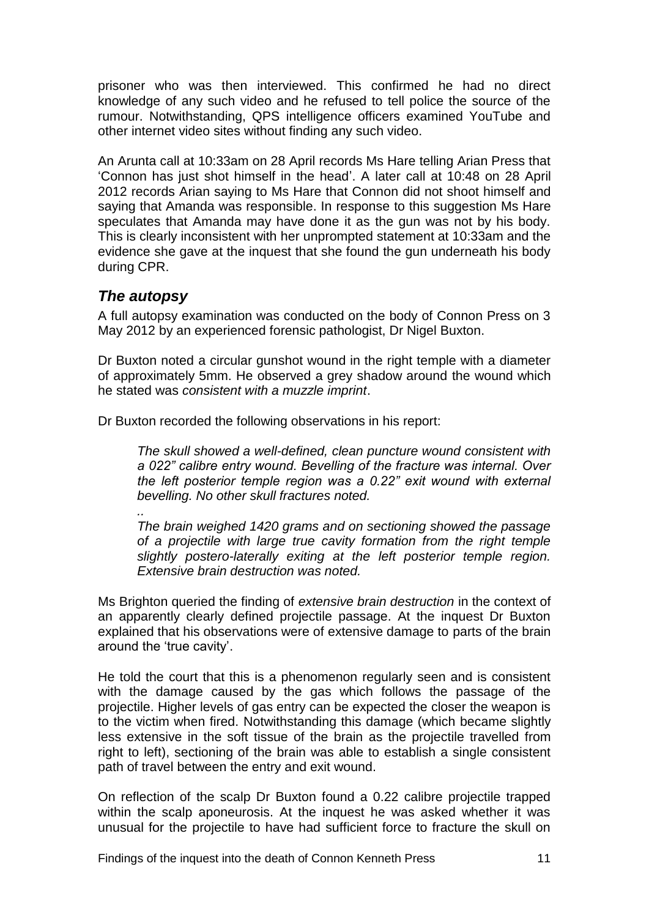prisoner who was then interviewed. This confirmed he had no direct knowledge of any such video and he refused to tell police the source of the rumour. Notwithstanding, QPS intelligence officers examined YouTube and other internet video sites without finding any such video.

An Arunta call at 10:33am on 28 April records Ms Hare telling Arian Press that 'Connon has just shot himself in the head'. A later call at 10:48 on 28 April 2012 records Arian saying to Ms Hare that Connon did not shoot himself and saying that Amanda was responsible. In response to this suggestion Ms Hare speculates that Amanda may have done it as the gun was not by his body. This is clearly inconsistent with her unprompted statement at 10:33am and the evidence she gave at the inquest that she found the gun underneath his body during CPR.

## *The autopsy*

A full autopsy examination was conducted on the body of Connon Press on 3 May 2012 by an experienced forensic pathologist, Dr Nigel Buxton.

Dr Buxton noted a circular gunshot wound in the right temple with a diameter of approximately 5mm. He observed a grey shadow around the wound which he stated was *consistent with a muzzle imprint*.

Dr Buxton recorded the following observations in his report:

> *The skull showed a well-defined, clean puncture wound consistent with a 022" calibre entry wound. Bevelling of the fracture was internal. Over the left posterior temple region was a 0.22" exit wound with external bevelling. No other skull fractures noted.*
>
> *..*
>
> *The brain weighed 1420 grams and on sectioning showed the passage of a projectile with large true cavity formation from the right temple slightly postero-laterally exiting at the left posterior temple region. Extensive brain destruction was noted.*

Ms Brighton queried the finding of *extensive brain destruction* in the context of an apparently clearly defined projectile passage. At the inquest Dr Buxton explained that his observations were of extensive damage to parts of the brain around the 'true cavity'.

He told the court that this is a phenomenon regularly seen and is consistent with the damage caused by the gas which follows the passage of the projectile. Higher levels of gas entry can be expected the closer the weapon is to the victim when fired. Notwithstanding this damage (which became slightly less extensive in the soft tissue of the brain as the projectile travelled from right to left), sectioning of the brain was able to establish a single consistent path of travel between the entry and exit wound.

On reflection of the scalp Dr Buxton found a 0.22 calibre projectile trapped within the scalp aponeurosis. At the inquest he was asked whether it was unusual for the projectile to have had sufficient force to fracture the skull on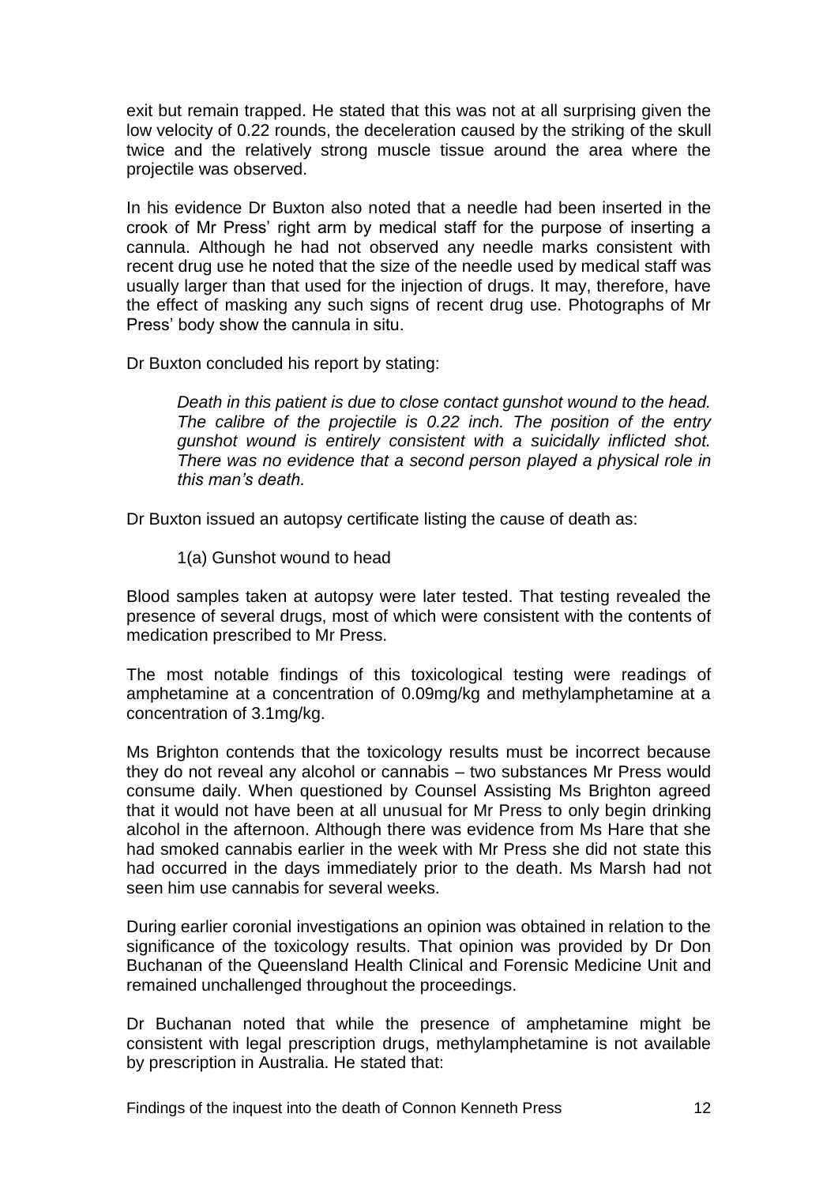exit but remain trapped. He stated that this was not at all surprising given the low velocity of 0.22 rounds, the deceleration caused by the striking of the skull twice and the relatively strong muscle tissue around the area where the projectile was observed.

In his evidence Dr Buxton also noted that a needle had been inserted in the crook of Mr Press' right arm by medical staff for the purpose of inserting a cannula. Although he had not observed any needle marks consistent with recent drug use he noted that the size of the needle used by medical staff was usually larger than that used for the injection of drugs. It may, therefore, have the effect of masking any such signs of recent drug use. Photographs of Mr Press' body show the cannula in situ.

Dr Buxton concluded his report by stating:

> *Death in this patient is due to close contact gunshot wound to the head. The calibre of the projectile is 0.22 inch. The position of the entry gunshot wound is entirely consistent with a suicidally inflicted shot. There was no evidence that a second person played a physical role in this man's death.*

Dr Buxton issued an autopsy certificate listing the cause of death as:

> 1(a) Gunshot wound to head

Blood samples taken at autopsy were later tested. That testing revealed the presence of several drugs, most of which were consistent with the contents of medication prescribed to Mr Press.

The most notable findings of this toxicological testing were readings of amphetamine at a concentration of 0.09mg/kg and methylamphetamine at a concentration of 3.1mg/kg.

Ms Brighton contends that the toxicology results must be incorrect because they do not reveal any alcohol or cannabis – two substances Mr Press would consume daily. When questioned by Counsel Assisting Ms Brighton agreed that it would not have been at all unusual for Mr Press to only begin drinking alcohol in the afternoon. Although there was evidence from Ms Hare that she had smoked cannabis earlier in the week with Mr Press she did not state this had occurred in the days immediately prior to the death. Ms Marsh had not seen him use cannabis for several weeks.

During earlier coronial investigations an opinion was obtained in relation to the significance of the toxicology results. That opinion was provided by Dr Don Buchanan of the Queensland Health Clinical and Forensic Medicine Unit and remained unchallenged throughout the proceedings.

Dr Buchanan noted that while the presence of amphetamine might be consistent with legal prescription drugs, methylamphetamine is not available by prescription in Australia. He stated that: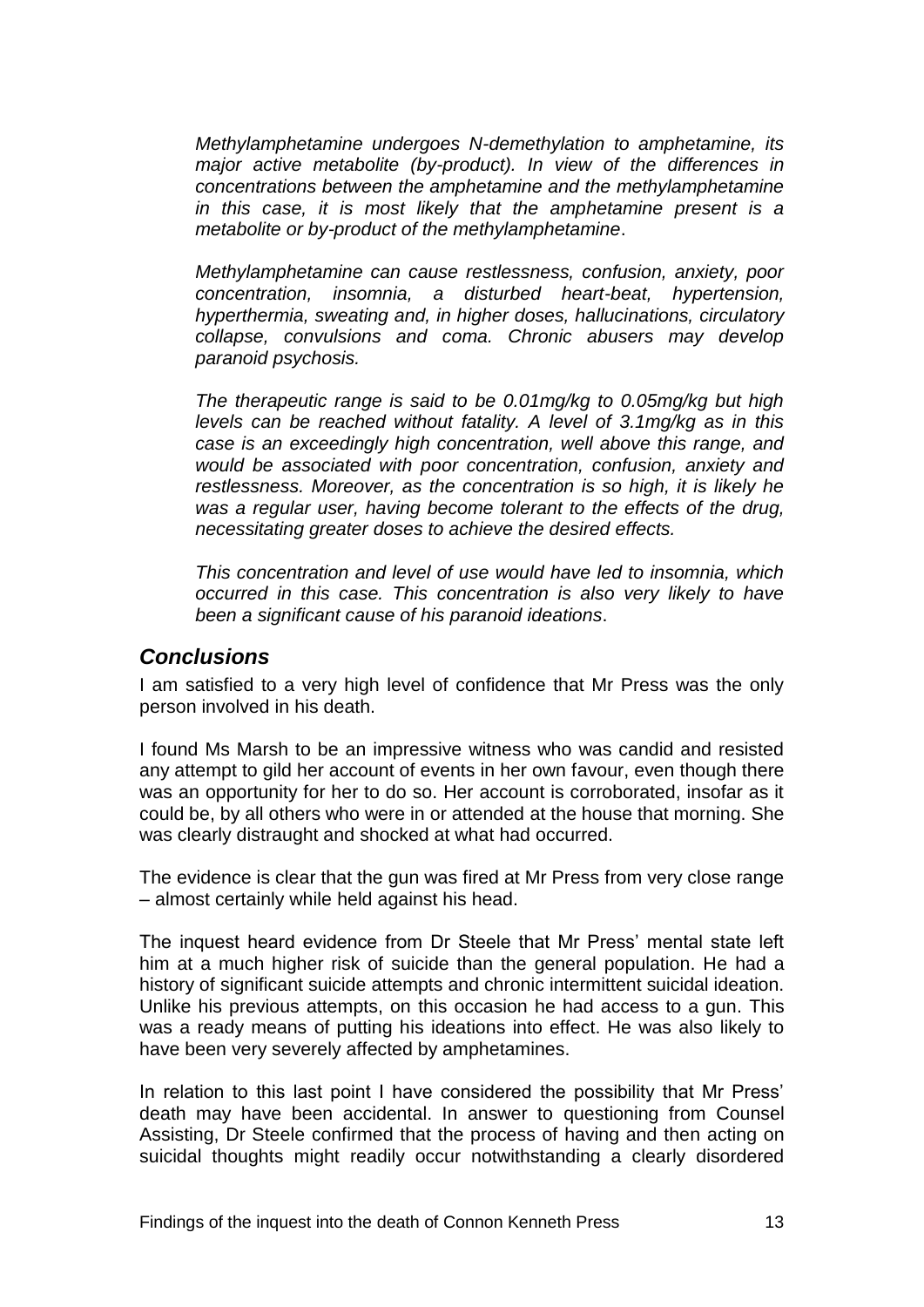*Methylamphetamine undergoes N-demethylation to amphetamine, its major active metabolite (by-product). In view of the differences in concentrations between the amphetamine and the methylamphetamine in this case, it is most likely that the amphetamine present is a metabolite or by-product of the methylamphetamine*.

*Methylamphetamine can cause restlessness, confusion, anxiety, poor concentration, insomnia, a disturbed heart-beat, hypertension, hyperthermia, sweating and, in higher doses, hallucinations, circulatory collapse, convulsions and coma. Chronic abusers may develop paranoid psychosis.*

*The therapeutic range is said to be 0.01mg/kg to 0.05mg/kg but high levels can be reached without fatality. A level of 3.1mg/kg as in this case is an exceedingly high concentration, well above this range, and would be associated with poor concentration, confusion, anxiety and restlessness. Moreover, as the concentration is so high, it is likely he was a regular user, having become tolerant to the effects of the drug, necessitating greater doses to achieve the desired effects.*

*This concentration and level of use would have led to insomnia, which occurred in this case. This concentration is also very likely to have been a significant cause of his paranoid ideations*.

## *Conclusions*

I am satisfied to a very high level of confidence that Mr Press was the only person involved in his death.

I found Ms Marsh to be an impressive witness who was candid and resisted any attempt to gild her account of events in her own favour, even though there was an opportunity for her to do so. Her account is corroborated, insofar as it could be, by all others who were in or attended at the house that morning. She was clearly distraught and shocked at what had occurred.

The evidence is clear that the gun was fired at Mr Press from very close range – almost certainly while held against his head.

The inquest heard evidence from Dr Steele that Mr Press' mental state left him at a much higher risk of suicide than the general population. He had a history of significant suicide attempts and chronic intermittent suicidal ideation. Unlike his previous attempts, on this occasion he had access to a gun. This was a ready means of putting his ideations into effect. He was also likely to have been very severely affected by amphetamines.

In relation to this last point I have considered the possibility that Mr Press' death may have been accidental. In answer to questioning from Counsel Assisting, Dr Steele confirmed that the process of having and then acting on suicidal thoughts might readily occur notwithstanding a clearly disordered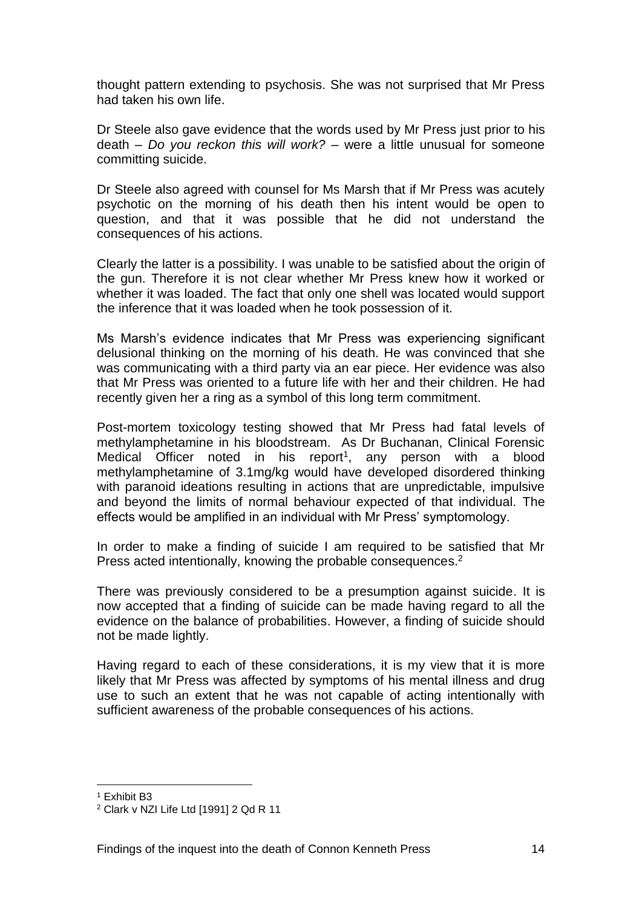thought pattern extending to psychosis. She was not surprised that Mr Press had taken his own life.

Dr Steele also gave evidence that the words used by Mr Press just prior to his death – *Do you reckon this will work?* – were a little unusual for someone committing suicide.

Dr Steele also agreed with counsel for Ms Marsh that if Mr Press was acutely psychotic on the morning of his death then his intent would be open to question, and that it was possible that he did not understand the consequences of his actions.

Clearly the latter is a possibility. I was unable to be satisfied about the origin of the gun. Therefore it is not clear whether Mr Press knew how it worked or whether it was loaded. The fact that only one shell was located would support the inference that it was loaded when he took possession of it.

Ms Marsh's evidence indicates that Mr Press was experiencing significant delusional thinking on the morning of his death. He was convinced that she was communicating with a third party via an ear piece. Her evidence was also that Mr Press was oriented to a future life with her and their children. He had recently given her a ring as a symbol of this long term commitment.

Post-mortem toxicology testing showed that Mr Press had fatal levels of methylamphetamine in his bloodstream. As Dr Buchanan, Clinical Forensic Medical Officer noted in his report[1], any person with a blood methylamphetamine of 3.1mg/kg would have developed disordered thinking with paranoid ideations resulting in actions that are unpredictable, impulsive and beyond the limits of normal behaviour expected of that individual. The effects would be amplified in an individual with Mr Press' symptomology.

In order to make a finding of suicide I am required to be satisfied that Mr Press acted intentionally, knowing the probable consequences.[2]

There was previously considered to be a presumption against suicide. It is now accepted that a finding of suicide can be made having regard to all the evidence on the balance of probabilities. However, a finding of suicide should not be made lightly.

Having regard to each of these considerations, it is my view that it is more likely that Mr Press was affected by symptoms of his mental illness and drug use to such an extent that he was not capable of acting intentionally with sufficient awareness of the probable consequences of his actions.

---

[1] Exhibit B3

[2] Clark v NZI Life Ltd [1991] 2 Qd R 11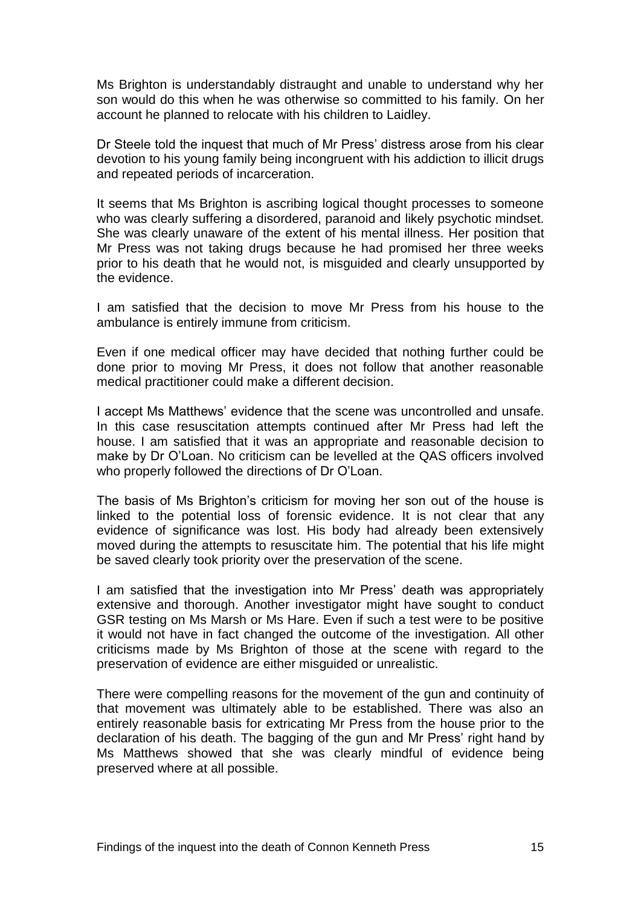Ms Brighton is understandably distraught and unable to understand why her son would do this when he was otherwise so committed to his family. On her account he planned to relocate with his children to Laidley.

Dr Steele told the inquest that much of Mr Press' distress arose from his clear devotion to his young family being incongruent with his addiction to illicit drugs and repeated periods of incarceration.

It seems that Ms Brighton is ascribing logical thought processes to someone who was clearly suffering a disordered, paranoid and likely psychotic mindset. She was clearly unaware of the extent of his mental illness. Her position that Mr Press was not taking drugs because he had promised her three weeks prior to his death that he would not, is misguided and clearly unsupported by the evidence.

I am satisfied that the decision to move Mr Press from his house to the ambulance is entirely immune from criticism.

Even if one medical officer may have decided that nothing further could be done prior to moving Mr Press, it does not follow that another reasonable medical practitioner could make a different decision.

I accept Ms Matthews' evidence that the scene was uncontrolled and unsafe. In this case resuscitation attempts continued after Mr Press had left the house. I am satisfied that it was an appropriate and reasonable decision to make by Dr O'Loan. No criticism can be levelled at the QAS officers involved who properly followed the directions of Dr O'Loan.

The basis of Ms Brighton's criticism for moving her son out of the house is linked to the potential loss of forensic evidence. It is not clear that any evidence of significance was lost. His body had already been extensively moved during the attempts to resuscitate him. The potential that his life might be saved clearly took priority over the preservation of the scene.

I am satisfied that the investigation into Mr Press' death was appropriately extensive and thorough. Another investigator might have sought to conduct GSR testing on Ms Marsh or Ms Hare. Even if such a test were to be positive it would not have in fact changed the outcome of the investigation. All other criticisms made by Ms Brighton of those at the scene with regard to the preservation of evidence are either misguided or unrealistic.

There were compelling reasons for the movement of the gun and continuity of that movement was ultimately able to be established. There was also an entirely reasonable basis for extricating Mr Press from the house prior to the declaration of his death. The bagging of the gun and Mr Press' right hand by Ms Matthews showed that she was clearly mindful of evidence being preserved where at all possible.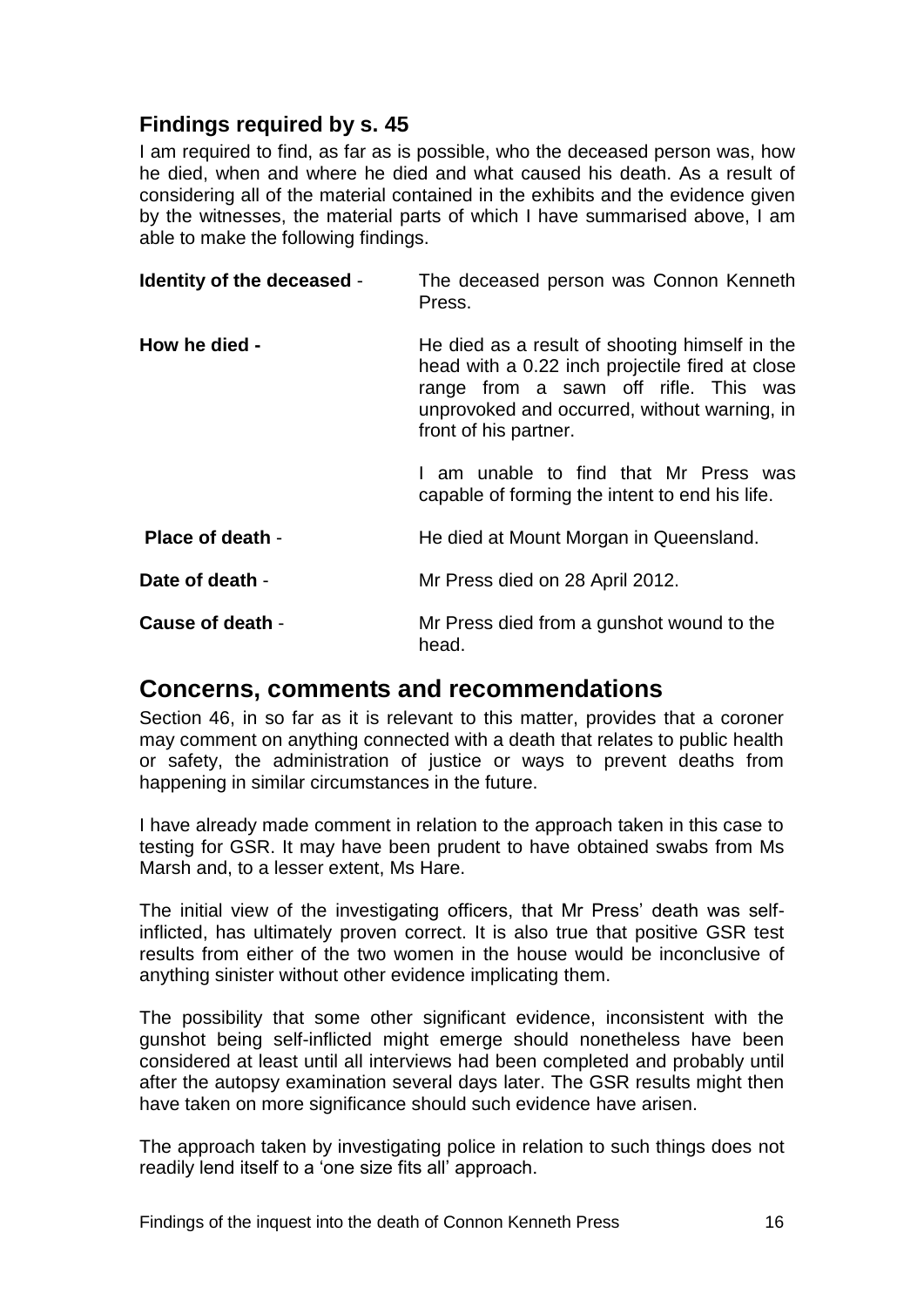## Findings required by s. 45

I am required to find, as far as is possible, who the deceased person was, how he died, when and where he died and what caused his death. As a result of considering all of the material contained in the exhibits and the evidence given by the witnesses, the material parts of which I have summarised above, I am able to make the following findings.

**Identity of the deceased** - The deceased person was Connon Kenneth Press.

**How he died -** He died as a result of shooting himself in the head with a 0.22 inch projectile fired at close range from a sawn off rifle. This was unprovoked and occurred, without warning, in front of his partner.

I am unable to find that Mr Press was capable of forming the intent to end his life.

**Place of death** - He died at Mount Morgan in Queensland.

**Date of death** - Mr Press died on 28 April 2012.

**Cause of death** - Mr Press died from a gunshot wound to the head.

# Concerns, comments and recommendations

Section 46, in so far as it is relevant to this matter, provides that a coroner may comment on anything connected with a death that relates to public health or safety, the administration of justice or ways to prevent deaths from happening in similar circumstances in the future.

I have already made comment in relation to the approach taken in this case to testing for GSR. It may have been prudent to have obtained swabs from Ms Marsh and, to a lesser extent, Ms Hare.

The initial view of the investigating officers, that Mr Press' death was self-inflicted, has ultimately proven correct. It is also true that positive GSR test results from either of the two women in the house would be inconclusive of anything sinister without other evidence implicating them.

The possibility that some other significant evidence, inconsistent with the gunshot being self-inflicted might emerge should nonetheless have been considered at least until all interviews had been completed and probably until after the autopsy examination several days later. The GSR results might then have taken on more significance should such evidence have arisen.

The approach taken by investigating police in relation to such things does not readily lend itself to a 'one size fits all' approach.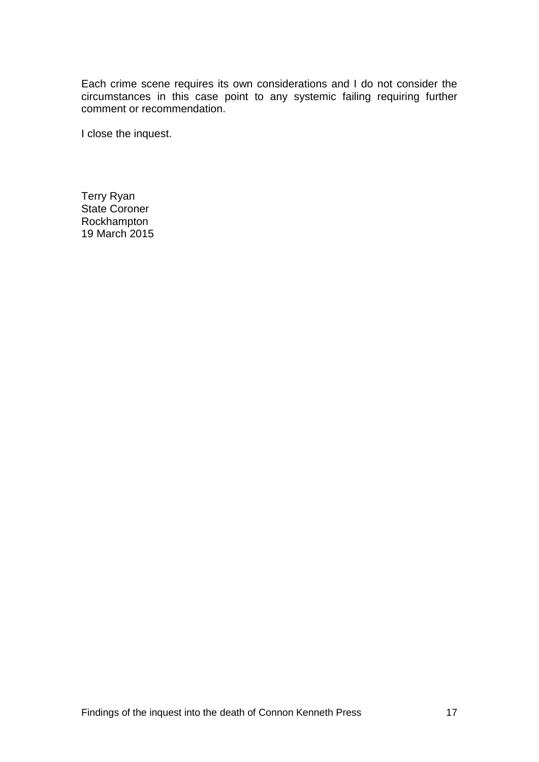Each crime scene requires its own considerations and I do not consider the circumstances in this case point to any systemic failing requiring further comment or recommendation.

I close the inquest.

Terry Ryan
State Coroner
Rockhampton
19 March 2015